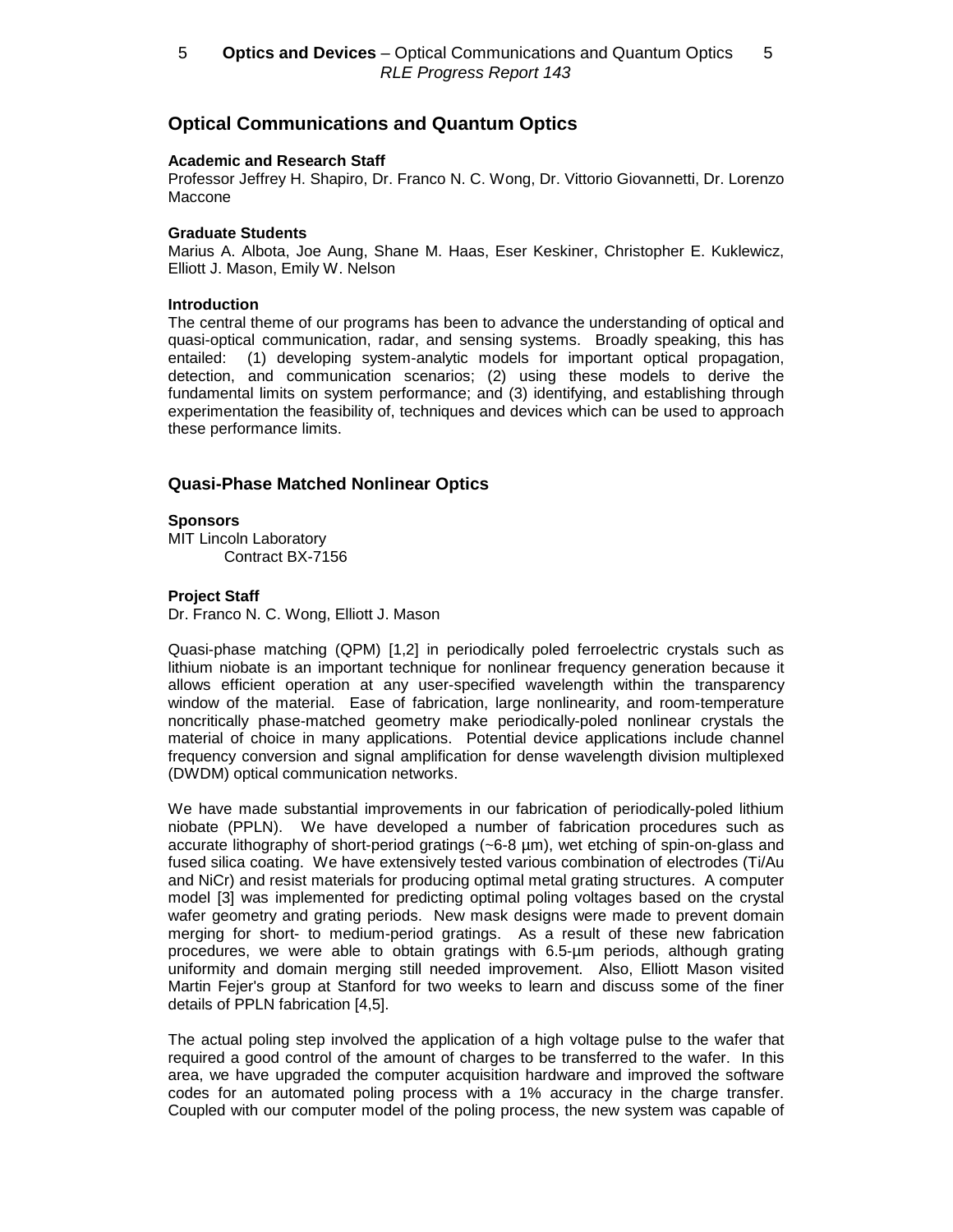## Optical Communications and Quantum Optics

**Academic and Research Staff**

Professor Jeffrey H. Shapiro, Dr. Franco N. C. Wong, Dr. Vittorio Giovannetti, Dr. Lorenzo Maccone

**Graduate Students**

Marius A. Albota, Joe Aung, Shane M. Haas, Eser Keskiner, Christopher E. Kuklewicz, Elliott J. Mason, Emily W. Nelson

**Introduction**

The central theme of our programs has been to advance the understanding of optical and quasi-optical communication, radar, and sensing systems. Broadly speaking, this has entailed: (1) developing system-analytic models for important optical propagation, detection, and communication scenarios; (2) using these models to derive the fundamental limits on system performance; and (3) identifying, and establishing through experimentation the feasibility of, techniques and devices which can be used to approach these performance limits.

## Quasi-Phase Matched Nonlinear Optics

**Sponsors**

MIT Lincoln Laboratory
    Contract BX-7156

**Project Staff**

Dr. Franco N. C. Wong, Elliott J. Mason

Quasi-phase matching (QPM) [1,2] in periodically poled ferroelectric crystals such as lithium niobate is an important technique for nonlinear frequency generation because it allows efficient operation at any user-specified wavelength within the transparency window of the material. Ease of fabrication, large nonlinearity, and room-temperature noncritically phase-matched geometry make periodically-poled nonlinear crystals the material of choice in many applications. Potential device applications include channel frequency conversion and signal amplification for dense wavelength division multiplexed (DWDM) optical communication networks.

We have made substantial improvements in our fabrication of periodically-poled lithium niobate (PPLN). We have developed a number of fabrication procedures such as accurate lithography of short-period gratings (~6-8 µm), wet etching of spin-on-glass and fused silica coating. We have extensively tested various combination of electrodes (Ti/Au and NiCr) and resist materials for producing optimal metal grating structures. A computer model [3] was implemented for predicting optimal poling voltages based on the crystal wafer geometry and grating periods. New mask designs were made to prevent domain merging for short- to medium-period gratings. As a result of these new fabrication procedures, we were able to obtain gratings with 6.5-µm periods, although grating uniformity and domain merging still needed improvement. Also, Elliott Mason visited Martin Fejer's group at Stanford for two weeks to learn and discuss some of the finer details of PPLN fabrication [4,5].

The actual poling step involved the application of a high voltage pulse to the wafer that required a good control of the amount of charges to be transferred to the wafer. In this area, we have upgraded the computer acquisition hardware and improved the software codes for an automated poling process with a 1% accuracy in the charge transfer. Coupled with our computer model of the poling process, the new system was capable of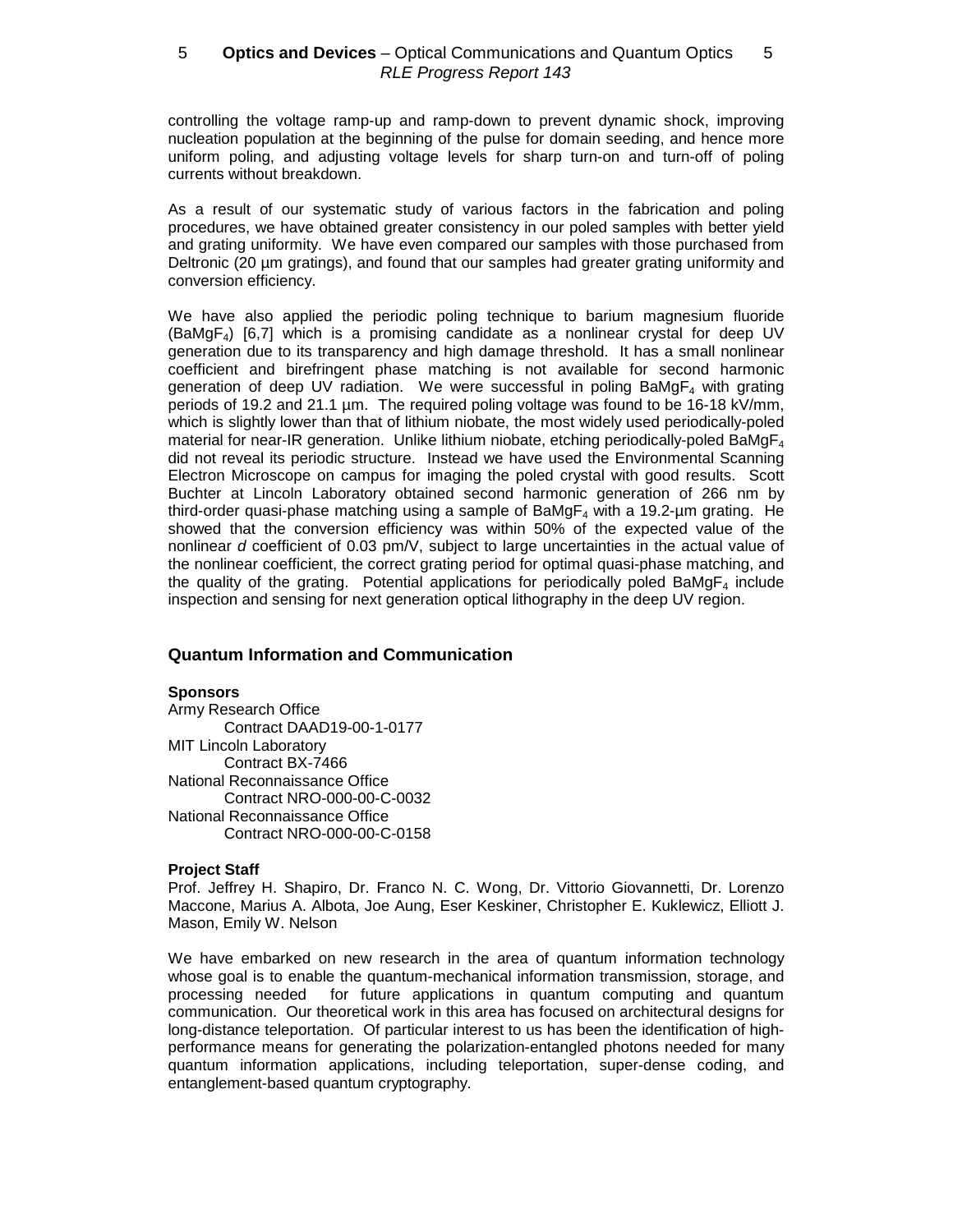controlling the voltage ramp-up and ramp-down to prevent dynamic shock, improving nucleation population at the beginning of the pulse for domain seeding, and hence more uniform poling, and adjusting voltage levels for sharp turn-on and turn-off of poling currents without breakdown.

As a result of our systematic study of various factors in the fabrication and poling procedures, we have obtained greater consistency in our poled samples with better yield and grating uniformity. We have even compared our samples with those purchased from Deltronic (20 µm gratings), and found that our samples had greater grating uniformity and conversion efficiency.

We have also applied the periodic poling technique to barium magnesium fluoride ($BaMgF_4$) [6,7] which is a promising candidate as a nonlinear crystal for deep UV generation due to its transparency and high damage threshold. It has a small nonlinear coefficient and birefringent phase matching is not available for second harmonic generation of deep UV radiation. We were successful in poling $BaMgF_4$ with grating periods of 19.2 and 21.1 µm. The required poling voltage was found to be 16-18 kV/mm, which is slightly lower than that of lithium niobate, the most widely used periodically-poled material for near-IR generation. Unlike lithium niobate, etching periodically-poled $BaMgF_4$ did not reveal its periodic structure. Instead we have used the Environmental Scanning Electron Microscope on campus for imaging the poled crystal with good results. Scott Buchter at Lincoln Laboratory obtained second harmonic generation of 266 nm by third-order quasi-phase matching using a sample of $BaMgF_4$ with a 19.2-µm grating. He showed that the conversion efficiency was within 50% of the expected value of the nonlinear *d* coefficient of 0.03 pm/V, subject to large uncertainties in the actual value of the nonlinear coefficient, the correct grating period for optimal quasi-phase matching, and the quality of the grating. Potential applications for periodically poled $BaMgF_4$ include inspection and sensing for next generation optical lithography in the deep UV region.

## Quantum Information and Communication

**Sponsors**

Army Research Office
Contract DAAD19-00-1-0177
MIT Lincoln Laboratory
Contract BX-7466
National Reconnaissance Office
Contract NRO-000-00-C-0032
National Reconnaissance Office
Contract NRO-000-00-C-0158

**Project Staff**

Prof. Jeffrey H. Shapiro, Dr. Franco N. C. Wong, Dr. Vittorio Giovannetti, Dr. Lorenzo Maccone, Marius A. Albota, Joe Aung, Eser Keskiner, Christopher E. Kuklewicz, Elliott J. Mason, Emily W. Nelson

We have embarked on new research in the area of quantum information technology whose goal is to enable the quantum-mechanical information transmission, storage, and processing needed for future applications in quantum computing and quantum communication. Our theoretical work in this area has focused on architectural designs for long-distance teleportation. Of particular interest to us has been the identification of high-performance means for generating the polarization-entangled photons needed for many quantum information applications, including teleportation, super-dense coding, and entanglement-based quantum cryptography.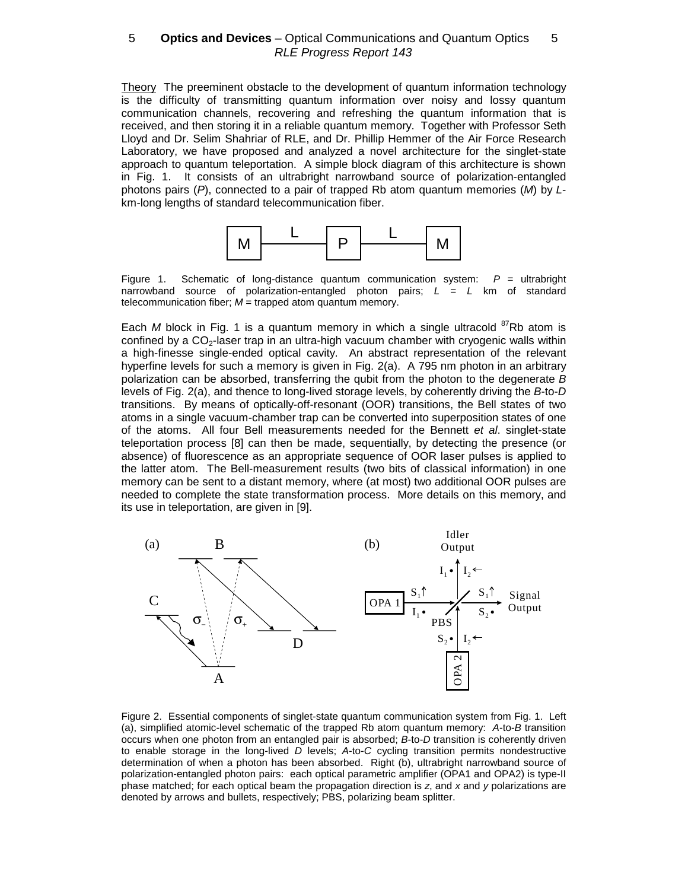Theory  The preeminent obstacle to the development of quantum information technology is the difficulty of transmitting quantum information over noisy and lossy quantum communication channels, recovering and refreshing the quantum information that is received, and then storing it in a reliable quantum memory.  Together with Professor Seth Lloyd and Dr. Selim Shahriar of RLE, and Dr. Phillip Hemmer of the Air Force Research Laboratory, we have proposed and analyzed a novel architecture for the singlet-state approach to quantum teleportation.  A simple block diagram of this architecture is shown in Fig. 1.  It consists of an ultrabright narrowband source of polarization-entangled photons pairs (*P*), connected to a pair of trapped Rb atom quantum memories (*M*) by *L*-km-long lengths of standard telecommunication fiber.

Figure 1.  Schematic of long-distance quantum communication system:  *P* = ultrabright narrowband source of polarization-entangled photon pairs; *L* = *L* km of standard telecommunication fiber; *M* = trapped atom quantum memory.

Each *M* block in Fig. 1 is a quantum memory in which a single ultracold $^{87}$Rb atom is confined by a $CO_2$-laser trap in an ultra-high vacuum chamber with cryogenic walls within a high-finesse single-ended optical cavity.  An abstract representation of the relevant hyperfine levels for such a memory is given in Fig. 2(a).  A 795 nm photon in an arbitrary polarization can be absorbed, transferring the qubit from the photon to the degenerate *B* levels of Fig. 2(a), and thence to long-lived storage levels, by coherently driving the *B*-to-*D* transitions.  By means of optically-off-resonant (OOR) transitions, the Bell states of two atoms in a single vacuum-chamber trap can be converted into superposition states of one of the atoms.  All four Bell measurements needed for the Bennett *et al*. singlet-state teleportation process [8] can then be made, sequentially, by detecting the presence (or absence) of fluorescence as an appropriate sequence of OOR laser pulses is applied to the latter atom.  The Bell-measurement results (two bits of classical information) in one memory can be sent to a distant memory, where (at most) two additional OOR pulses are needed to complete the state transformation process.  More details on this memory, and its use in teleportation, are given in [9].

Figure 2.  Essential components of singlet-state quantum communication system from Fig. 1.  Left (a), simplified atomic-level schematic of the trapped Rb atom quantum memory:  *A*-to-*B* transition occurs when one photon from an entangled pair is absorbed; *B*-to-*D* transition is coherently driven to enable storage in the long-lived *D* levels; *A*-to-*C* cycling transition permits nondestructive determination of when a photon has been absorbed.  Right (b), ultrabright narrowband source of polarization-entangled photon pairs:  each optical parametric amplifier (OPA1 and OPA2) is type-II phase matched; for each optical beam the propagation direction is *z*, and *x* and *y* polarizations are denoted by arrows and bullets, respectively; PBS, polarizing beam splitter.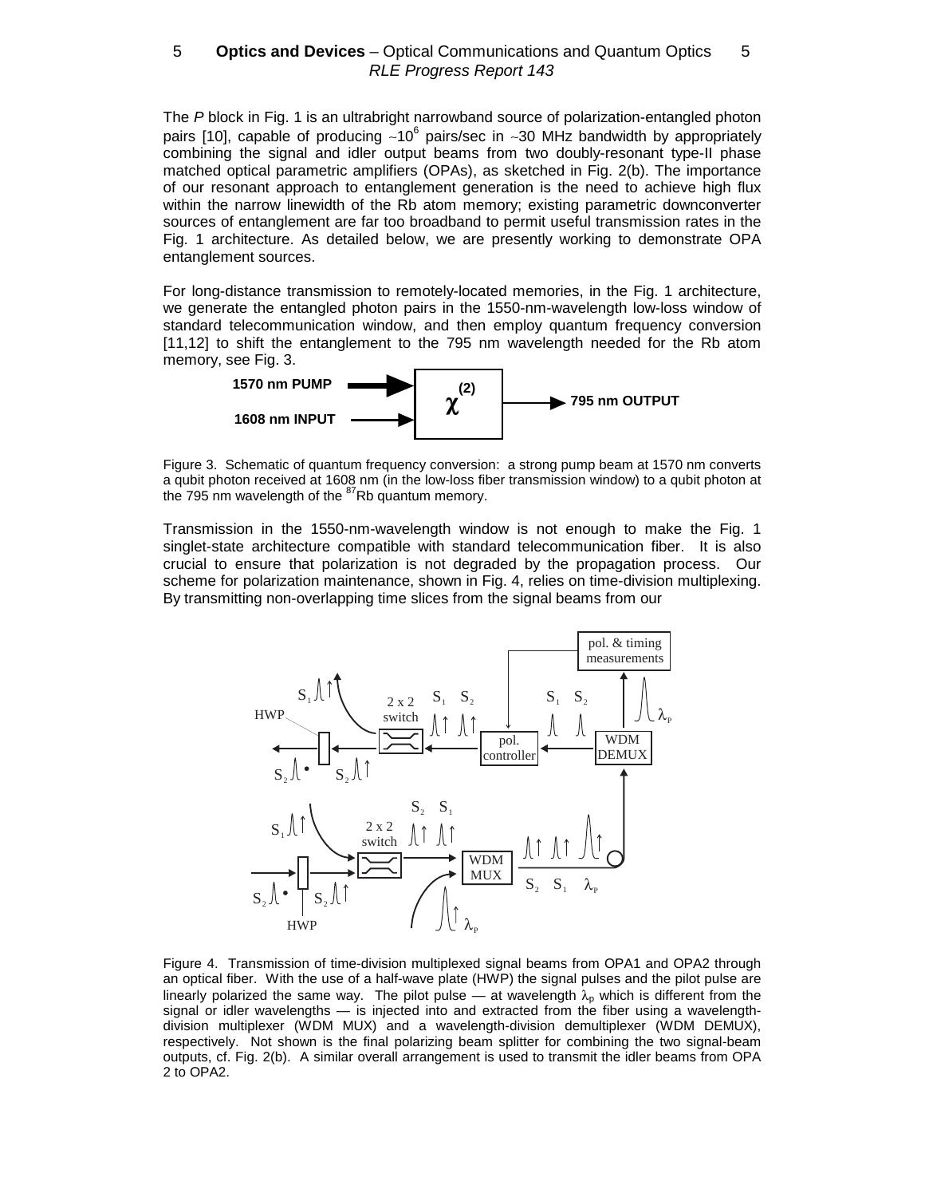The *P* block in Fig. 1 is an ultrabright narrowband source of polarization-entangled photon pairs [10], capable of producing ~$10^6$ pairs/sec in ~30 MHz bandwidth by appropriately combining the signal and idler output beams from two doubly-resonant type-II phase matched optical parametric amplifiers (OPAs), as sketched in Fig. 2(b). The importance of our resonant approach to entanglement generation is the need to achieve high flux within the narrow linewidth of the Rb atom memory; existing parametric downconverter sources of entanglement are far too broadband to permit useful transmission rates in the Fig. 1 architecture. As detailed below, we are presently working to demonstrate OPA entanglement sources.

For long-distance transmission to remotely-located memories, in the Fig. 1 architecture, we generate the entangled photon pairs in the 1550-nm-wavelength low-loss window of standard telecommunication window, and then employ quantum frequency conversion [11,12] to shift the entanglement to the 795 nm wavelength needed for the Rb atom memory, see Fig. 3.

Figure 3. Schematic of quantum frequency conversion: a strong pump beam at 1570 nm converts a qubit photon received at 1608 nm (in the low-loss fiber transmission window) to a qubit photon at the 795 nm wavelength of the $^{87}$Rb quantum memory.

Transmission in the 1550-nm-wavelength window is not enough to make the Fig. 1 singlet-state architecture compatible with standard telecommunication fiber. It is also crucial to ensure that polarization is not degraded by the propagation process. Our scheme for polarization maintenance, shown in Fig. 4, relies on time-division multiplexing. By transmitting non-overlapping time slices from the signal beams from our

Figure 4. Transmission of time-division multiplexed signal beams from OPA1 and OPA2 through an optical fiber. With the use of a half-wave plate (HWP) the signal pulses and the pilot pulse are linearly polarized the same way. The pilot pulse — at wavelength $\lambda_p$ which is different from the signal or idler wavelengths — is injected into and extracted from the fiber using a wavelength-division multiplexer (WDM MUX) and a wavelength-division demultiplexer (WDM DEMUX), respectively. Not shown is the final polarizing beam splitter for combining the two signal-beam outputs, cf. Fig. 2(b). A similar overall arrangement is used to transmit the idler beams from OPA 2 to OPA2.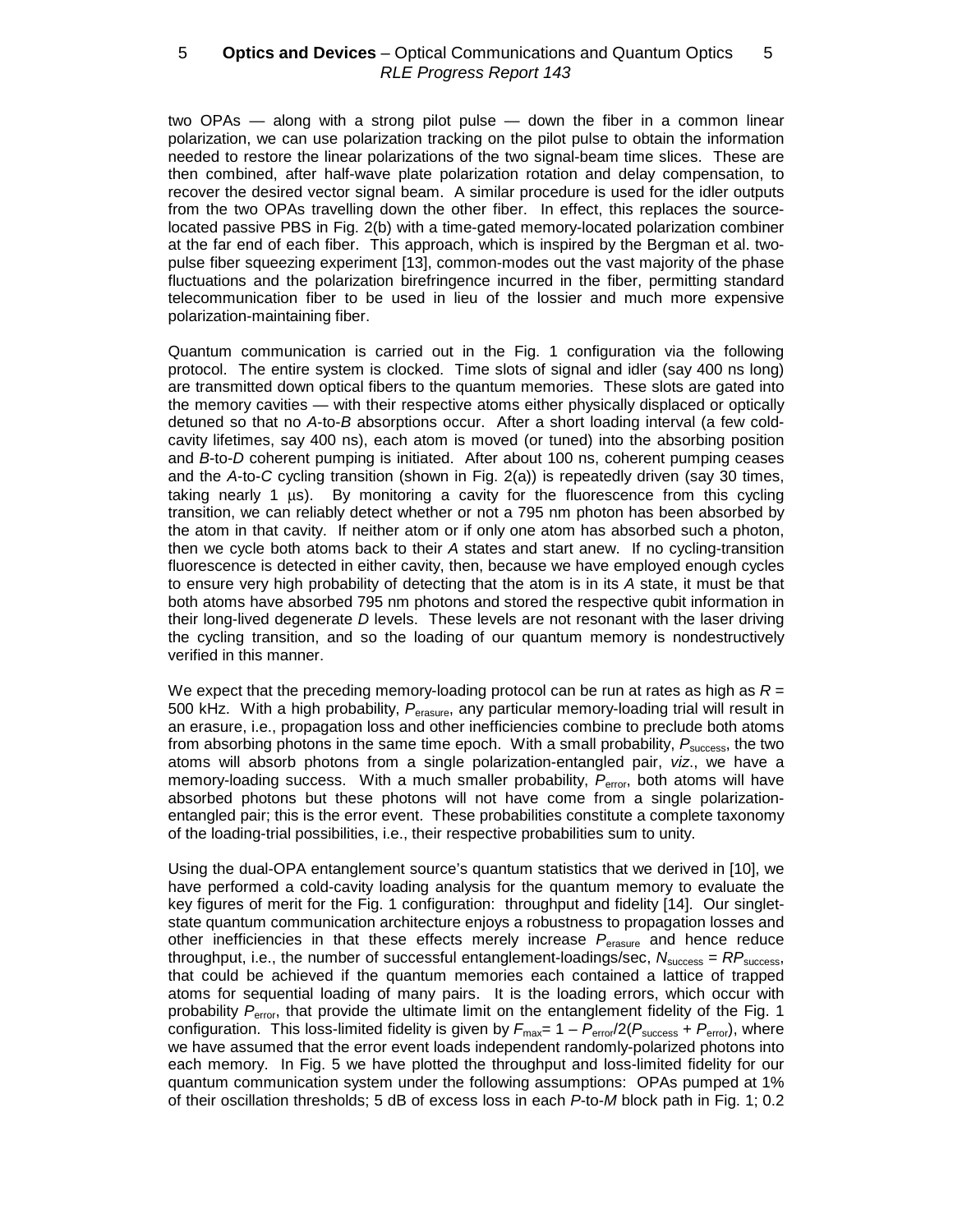two OPAs — along with a strong pilot pulse — down the fiber in a common linear polarization, we can use polarization tracking on the pilot pulse to obtain the information needed to restore the linear polarizations of the two signal-beam time slices. These are then combined, after half-wave plate polarization rotation and delay compensation, to recover the desired vector signal beam. A similar procedure is used for the idler outputs from the two OPAs travelling down the other fiber. In effect, this replaces the source-located passive PBS in Fig. 2(b) with a time-gated memory-located polarization combiner at the far end of each fiber. This approach, which is inspired by the Bergman et al. two-pulse fiber squeezing experiment [13], common-modes out the vast majority of the phase fluctuations and the polarization birefringence incurred in the fiber, permitting standard telecommunication fiber to be used in lieu of the lossier and much more expensive polarization-maintaining fiber.

Quantum communication is carried out in the Fig. 1 configuration via the following protocol. The entire system is clocked. Time slots of signal and idler (say 400 ns long) are transmitted down optical fibers to the quantum memories. These slots are gated into the memory cavities — with their respective atoms either physically displaced or optically detuned so that no *A*-to-*B* absorptions occur. After a short loading interval (a few cold-cavity lifetimes, say 400 ns), each atom is moved (or tuned) into the absorbing position and *B*-to-*D* coherent pumping is initiated. After about 100 ns, coherent pumping ceases and the *A*-to-*C* cycling transition (shown in Fig. 2(a)) is repeatedly driven (say 30 times, taking nearly 1 μs). By monitoring a cavity for the fluorescence from this cycling transition, we can reliably detect whether or not a 795 nm photon has been absorbed by the atom in that cavity. If neither atom or if only one atom has absorbed such a photon, then we cycle both atoms back to their *A* states and start anew. If no cycling-transition fluorescence is detected in either cavity, then, because we have employed enough cycles to ensure very high probability of detecting that the atom is in its *A* state, it must be that both atoms have absorbed 795 nm photons and stored the respective qubit information in their long-lived degenerate *D* levels. These levels are not resonant with the laser driving the cycling transition, and so the loading of our quantum memory is nondestructively verified in this manner.

We expect that the preceding memory-loading protocol can be run at rates as high as $R$ = 500 kHz. With a high probability, $P_{\text{erasure}}$, any particular memory-loading trial will result in an erasure, i.e., propagation loss and other inefficiencies combine to preclude both atoms from absorbing photons in the same time epoch. With a small probability, $P_{\text{success}}$, the two atoms will absorb photons from a single polarization-entangled pair, *viz*., we have a memory-loading success. With a much smaller probability, $P_{\text{error}}$, both atoms will have absorbed photons but these photons will not have come from a single polarization-entangled pair; this is the error event. These probabilities constitute a complete taxonomy of the loading-trial possibilities, i.e., their respective probabilities sum to unity.

Using the dual-OPA entanglement source's quantum statistics that we derived in [10], we have performed a cold-cavity loading analysis for the quantum memory to evaluate the key figures of merit for the Fig. 1 configuration: throughput and fidelity [14]. Our singlet-state quantum communication architecture enjoys a robustness to propagation losses and other inefficiencies in that these effects merely increase $P_{\text{erasure}}$ and hence reduce throughput, i.e., the number of successful entanglement-loadings/sec, $N_{\text{success}} = RP_{\text{success}}$, that could be achieved if the quantum memories each contained a lattice of trapped atoms for sequential loading of many pairs. It is the loading errors, which occur with probability $P_{\text{error}}$, that provide the ultimate limit on the entanglement fidelity of the Fig. 1 configuration. This loss-limited fidelity is given by $F_{\max} = 1 - P_{\text{error}}/2(P_{\text{success}} + P_{\text{error}})$, where we have assumed that the error event loads independent randomly-polarized photons into each memory. In Fig. 5 we have plotted the throughput and loss-limited fidelity for our quantum communication system under the following assumptions: OPAs pumped at 1% of their oscillation thresholds; 5 dB of excess loss in each *P*-to-*M* block path in Fig. 1; 0.2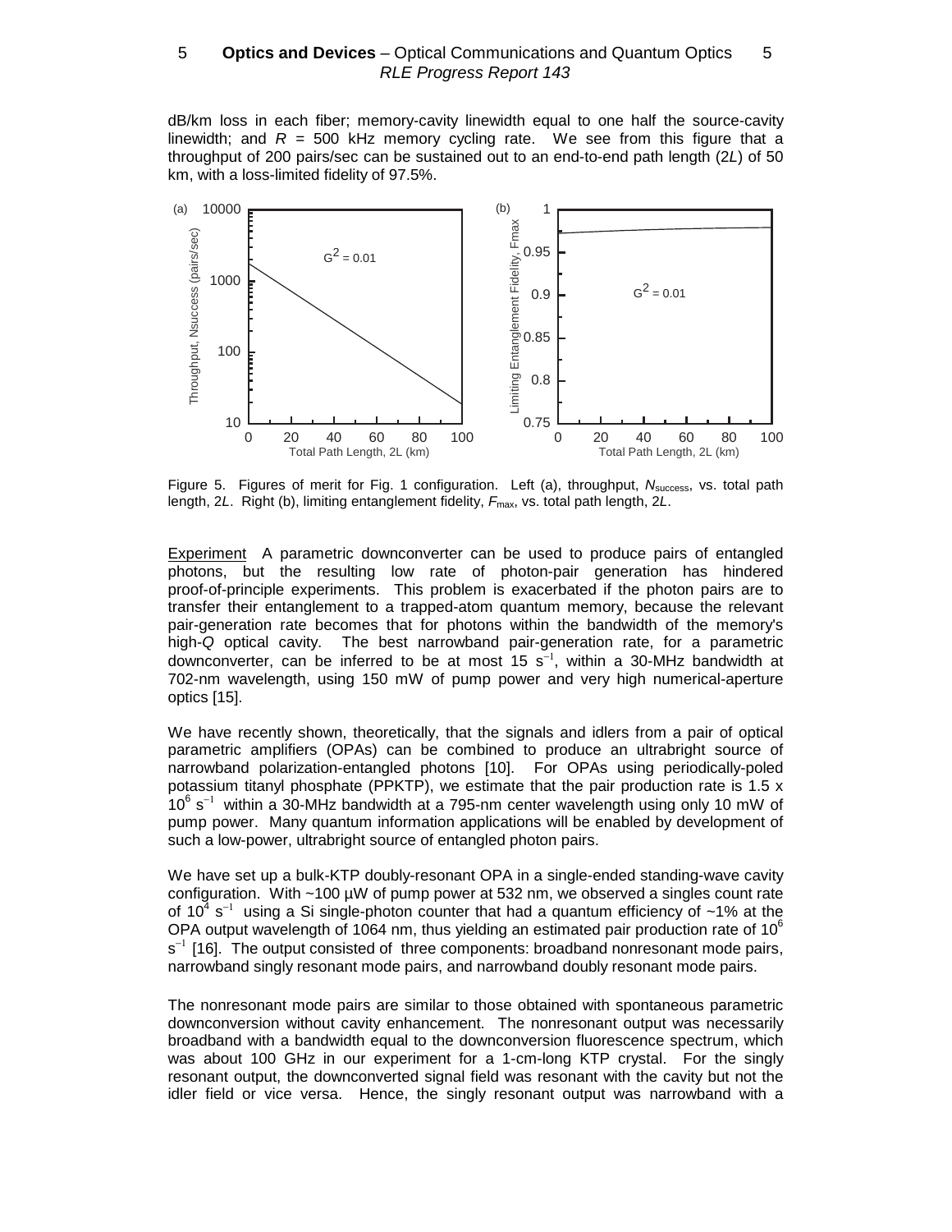dB/km loss in each fiber; memory-cavity linewidth equal to one half the source-cavity linewidth; and $R$ = 500 kHz memory cycling rate. We see from this figure that a throughput of 200 pairs/sec can be sustained out to an end-to-end path length ($2L$) of 50 km, with a loss-limited fidelity of 97.5%.

Figure 5. Figures of merit for Fig. 1 configuration. Left (a), throughput, $N_{\text{success}}$, vs. total path length, $2L$. Right (b), limiting entanglement fidelity, $F_{\text{max}}$, vs. total path length, $2L$.

Experiment  A parametric downconverter can be used to produce pairs of entangled photons, but the resulting low rate of photon-pair generation has hindered proof-of-principle experiments. This problem is exacerbated if the photon pairs are to transfer their entanglement to a trapped-atom quantum memory, because the relevant pair-generation rate becomes that for photons within the bandwidth of the memory's high-$Q$ optical cavity. The best narrowband pair-generation rate, for a parametric downconverter, can be inferred to be at most 15 $s^{-1}$, within a 30-MHz bandwidth at 702-nm wavelength, using 150 mW of pump power and very high numerical-aperture optics [15].

We have recently shown, theoretically, that the signals and idlers from a pair of optical parametric amplifiers (OPAs) can be combined to produce an ultrabright source of narrowband polarization-entangled photons [10]. For OPAs using periodically-poled potassium titanyl phosphate (PPKTP), we estimate that the pair production rate is $1.5 \times 10^6$ $s^{-1}$ within a 30-MHz bandwidth at a 795-nm center wavelength using only 10 mW of pump power. Many quantum information applications will be enabled by development of such a low-power, ultrabright source of entangled photon pairs.

We have set up a bulk-KTP doubly-resonant OPA in a single-ended standing-wave cavity configuration. With ~100 µW of pump power at 532 nm, we observed a singles count rate of $10^4$ $s^{-1}$ using a Si single-photon counter that had a quantum efficiency of ~1% at the OPA output wavelength of 1064 nm, thus yielding an estimated pair production rate of $10^6$ $s^{-1}$ [16]. The output consisted of three components: broadband nonresonant mode pairs, narrowband singly resonant mode pairs, and narrowband doubly resonant mode pairs.

The nonresonant mode pairs are similar to those obtained with spontaneous parametric downconversion without cavity enhancement. The nonresonant output was necessarily broadband with a bandwidth equal to the downconversion fluorescence spectrum, which was about 100 GHz in our experiment for a 1-cm-long KTP crystal. For the singly resonant output, the downconverted signal field was resonant with the cavity but not the idler field or vice versa. Hence, the singly resonant output was narrowband with a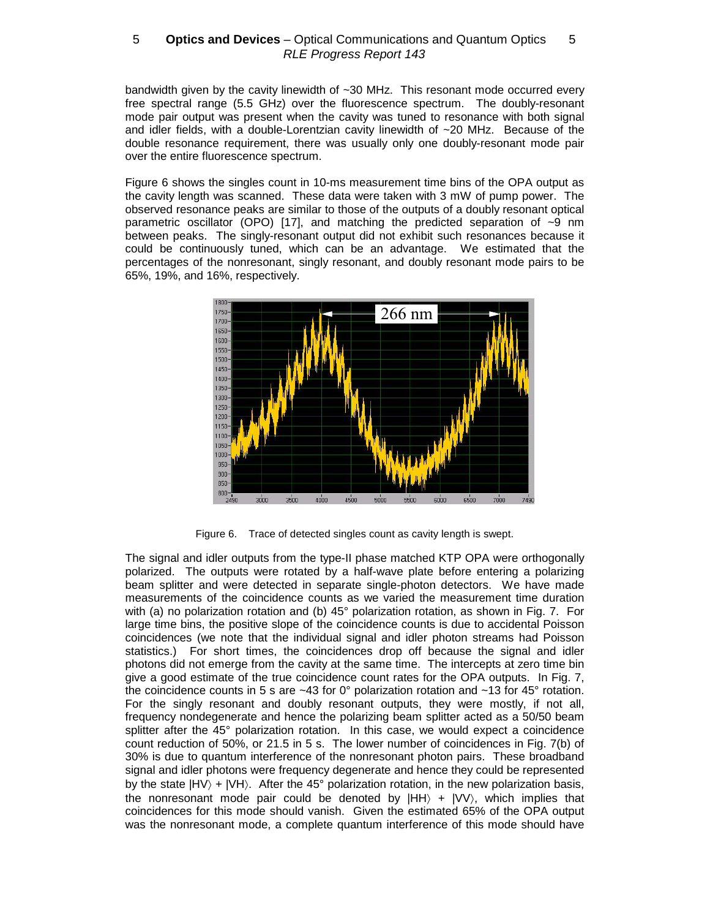bandwidth given by the cavity linewidth of ~30 MHz. This resonant mode occurred every free spectral range (5.5 GHz) over the fluorescence spectrum. The doubly-resonant mode pair output was present when the cavity was tuned to resonance with both signal and idler fields, with a double-Lorentzian cavity linewidth of ~20 MHz. Because of the double resonance requirement, there was usually only one doubly-resonant mode pair over the entire fluorescence spectrum.

Figure 6 shows the singles count in 10-ms measurement time bins of the OPA output as the cavity length was scanned. These data were taken with 3 mW of pump power. The observed resonance peaks are similar to those of the outputs of a doubly resonant optical parametric oscillator (OPO) [17], and matching the predicted separation of ~9 nm between peaks. The singly-resonant output did not exhibit such resonances because it could be continuously tuned, which can be an advantage. We estimated that the percentages of the nonresonant, singly resonant, and doubly resonant mode pairs to be 65%, 19%, and 16%, respectively.

Figure 6. Trace of detected singles count as cavity length is swept.

The signal and idler outputs from the type-II phase matched KTP OPA were orthogonally polarized. The outputs were rotated by a half-wave plate before entering a polarizing beam splitter and were detected in separate single-photon detectors. We have made measurements of the coincidence counts as we varied the measurement time duration with (a) no polarization rotation and (b) 45° polarization rotation, as shown in Fig. 7. For large time bins, the positive slope of the coincidence counts is due to accidental Poisson coincidences (we note that the individual signal and idler photon streams had Poisson statistics.) For short times, the coincidences drop off because the signal and idler photons did not emerge from the cavity at the same time. The intercepts at zero time bin give a good estimate of the true coincidence count rates for the OPA outputs. In Fig. 7, the coincidence counts in 5 s are ~43 for 0° polarization rotation and ~13 for 45° rotation. For the singly resonant and doubly resonant outputs, they were mostly, if not all, frequency nondegenerate and hence the polarizing beam splitter acted as a 50/50 beam splitter after the 45° polarization rotation. In this case, we would expect a coincidence count reduction of 50%, or 21.5 in 5 s. The lower number of coincidences in Fig. 7(b) of 30% is due to quantum interference of the nonresonant photon pairs. These broadband signal and idler photons were frequency degenerate and hence they could be represented by the state $|HV\rangle + |VH\rangle$. After the 45° polarization rotation, in the new polarization basis, the nonresonant mode pair could be denoted by $|HH\rangle + |VV\rangle$, which implies that coincidences for this mode should vanish. Given the estimated 65% of the OPA output was the nonresonant mode, a complete quantum interference of this mode should have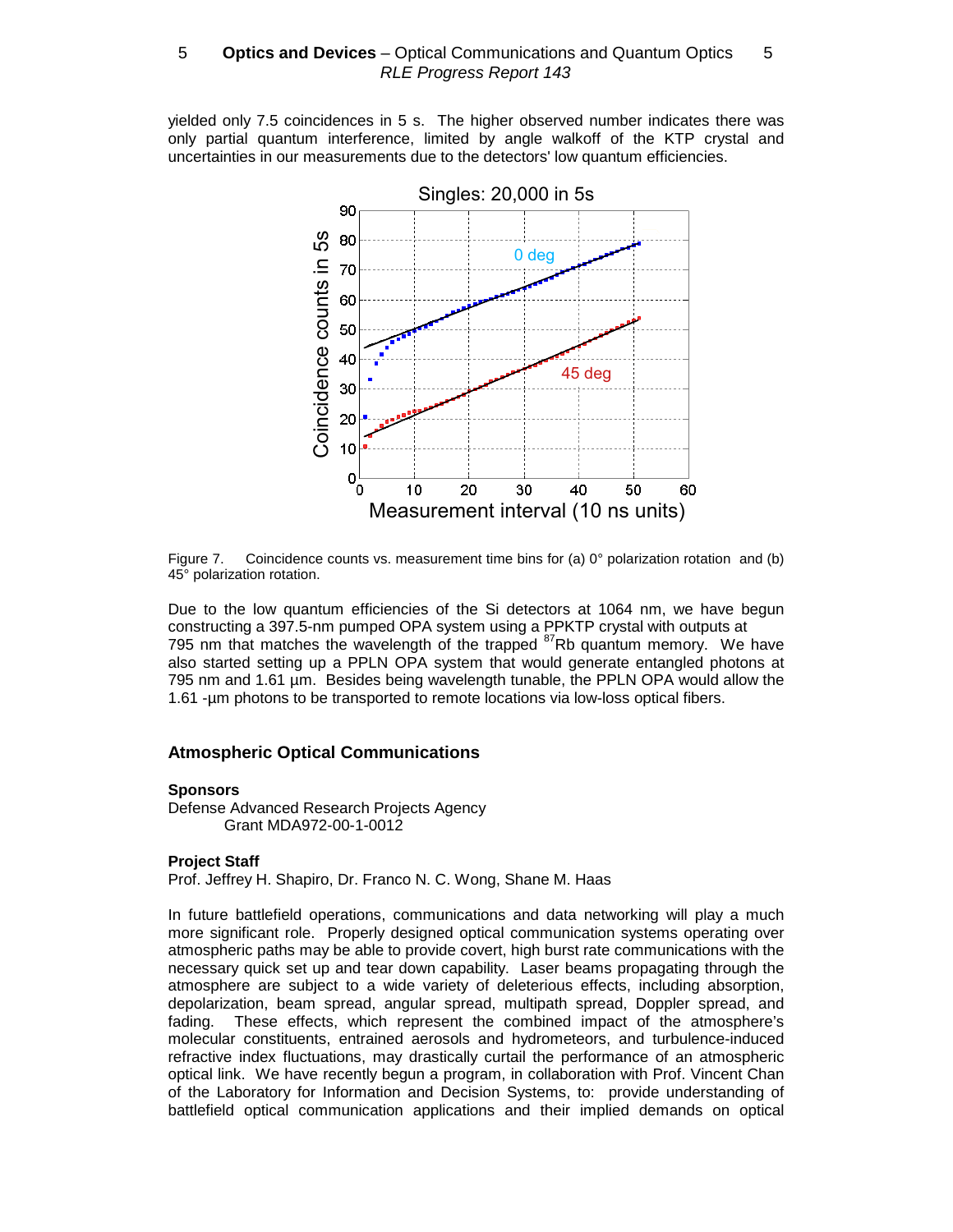yielded only 7.5 coincidences in 5 s. The higher observed number indicates there was only partial quantum interference, limited by angle walkoff of the KTP crystal and uncertainties in our measurements due to the detectors' low quantum efficiencies.

Figure 7. Coincidence counts vs. measurement time bins for (a) 0° polarization rotation and (b) 45° polarization rotation.

Due to the low quantum efficiencies of the Si detectors at 1064 nm, we have begun constructing a 397.5-nm pumped OPA system using a PPKTP crystal with outputs at 795 nm that matches the wavelength of the trapped $^{87}$Rb quantum memory. We have also started setting up a PPLN OPA system that would generate entangled photons at 795 nm and 1.61 µm. Besides being wavelength tunable, the PPLN OPA would allow the 1.61 -µm photons to be transported to remote locations via low-loss optical fibers.

## Atmospheric Optical Communications

**Sponsors**

Defense Advanced Research Projects Agency
Grant MDA972-00-1-0012

**Project Staff**

Prof. Jeffrey H. Shapiro, Dr. Franco N. C. Wong, Shane M. Haas

In future battlefield operations, communications and data networking will play a much more significant role. Properly designed optical communication systems operating over atmospheric paths may be able to provide covert, high burst rate communications with the necessary quick set up and tear down capability. Laser beams propagating through the atmosphere are subject to a wide variety of deleterious effects, including absorption, depolarization, beam spread, angular spread, multipath spread, Doppler spread, and fading. These effects, which represent the combined impact of the atmosphere's molecular constituents, entrained aerosols and hydrometeors, and turbulence-induced refractive index fluctuations, may drastically curtail the performance of an atmospheric optical link. We have recently begun a program, in collaboration with Prof. Vincent Chan of the Laboratory for Information and Decision Systems, to: provide understanding of battlefield optical communication applications and their implied demands on optical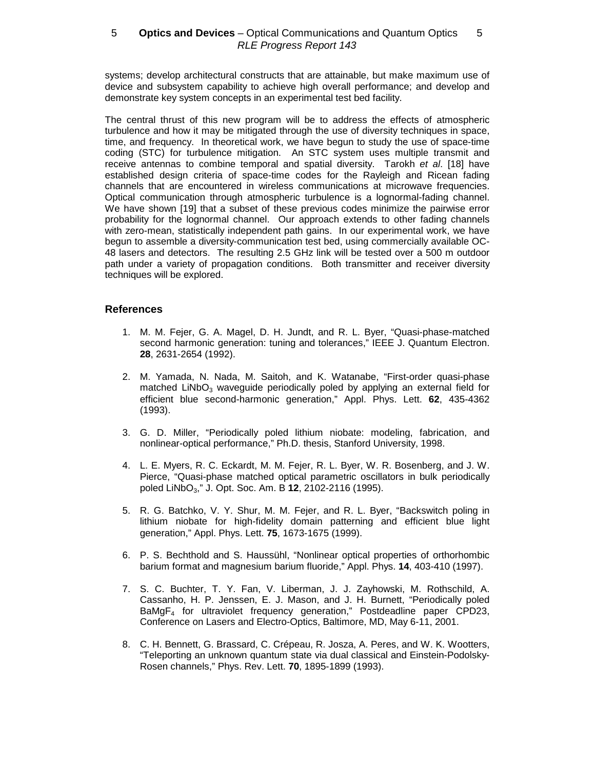systems; develop architectural constructs that are attainable, but make maximum use of device and subsystem capability to achieve high overall performance; and develop and demonstrate key system concepts in an experimental test bed facility.

The central thrust of this new program will be to address the effects of atmospheric turbulence and how it may be mitigated through the use of diversity techniques in space, time, and frequency. In theoretical work, we have begun to study the use of space-time coding (STC) for turbulence mitigation. An STC system uses multiple transmit and receive antennas to combine temporal and spatial diversity. Tarokh *et al*. [18] have established design criteria of space-time codes for the Rayleigh and Ricean fading channels that are encountered in wireless communications at microwave frequencies. Optical communication through atmospheric turbulence is a lognormal-fading channel. We have shown [19] that a subset of these previous codes minimize the pairwise error probability for the lognormal channel. Our approach extends to other fading channels with zero-mean, statistically independent path gains. In our experimental work, we have begun to assemble a diversity-communication test bed, using commercially available OC-48 lasers and detectors. The resulting 2.5 GHz link will be tested over a 500 m outdoor path under a variety of propagation conditions. Both transmitter and receiver diversity techniques will be explored.

## References

1. M. M. Fejer, G. A. Magel, D. H. Jundt, and R. L. Byer, "Quasi-phase-matched second harmonic generation: tuning and tolerances," IEEE J. Quantum Electron. **28**, 2631-2654 (1992).

2. M. Yamada, N. Nada, M. Saitoh, and K. Watanabe, "First-order quasi-phase matched $LiNbO_3$ waveguide periodically poled by applying an external field for efficient blue second-harmonic generation," Appl. Phys. Lett. **62**, 435-4362 (1993).

3. G. D. Miller, "Periodically poled lithium niobate: modeling, fabrication, and nonlinear-optical performance," Ph.D. thesis, Stanford University, 1998.

4. L. E. Myers, R. C. Eckardt, M. M. Fejer, R. L. Byer, W. R. Bosenberg, and J. W. Pierce, "Quasi-phase matched optical parametric oscillators in bulk periodically poled $LiNbO_3$," J. Opt. Soc. Am. B **12**, 2102-2116 (1995).

5. R. G. Batchko, V. Y. Shur, M. M. Fejer, and R. L. Byer, "Backswitch poling in lithium niobate for high-fidelity domain patterning and efficient blue light generation," Appl. Phys. Lett. **75**, 1673-1675 (1999).

6. P. S. Bechthold and S. Haussühl, "Nonlinear optical properties of orthorhombic barium format and magnesium barium fluoride," Appl. Phys. **14**, 403-410 (1997).

7. S. C. Buchter, T. Y. Fan, V. Liberman, J. J. Zayhowski, M. Rothschild, A. Cassanho, H. P. Jenssen, E. J. Mason, and J. H. Burnett, "Periodically poled $BaMgF_4$ for ultraviolet frequency generation," Postdeadline paper CPD23, Conference on Lasers and Electro-Optics, Baltimore, MD, May 6-11, 2001.

8. C. H. Bennett, G. Brassard, C. Crépeau, R. Josza, A. Peres, and W. K. Wootters, "Teleporting an unknown quantum state via dual classical and Einstein-Podolsky-Rosen channels," Phys. Rev. Lett. **70**, 1895-1899 (1993).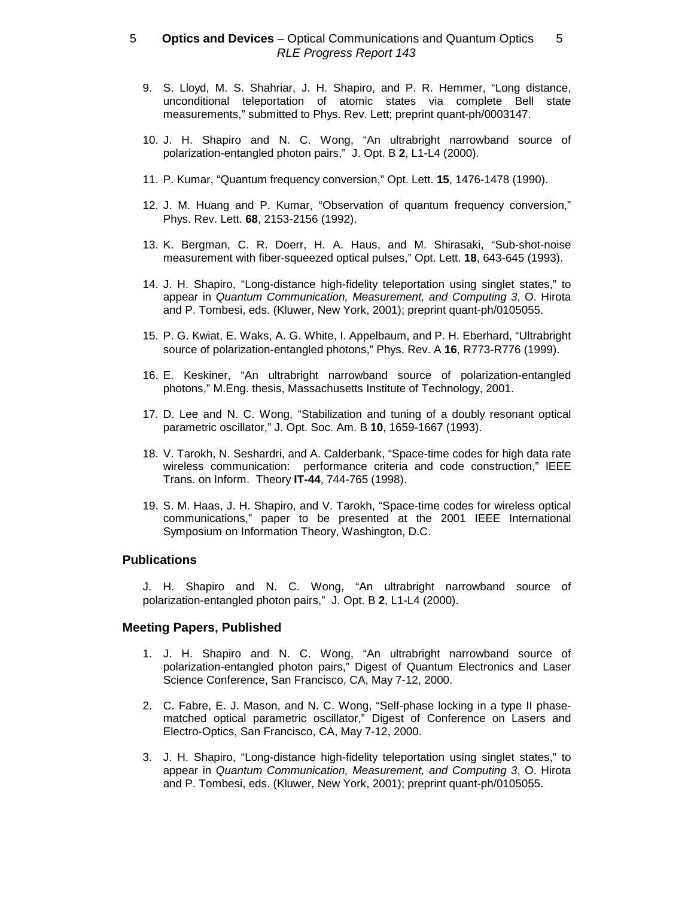9. S. Lloyd, M. S. Shahriar, J. H. Shapiro, and P. R. Hemmer, "Long distance, unconditional teleportation of atomic states via complete Bell state measurements," submitted to Phys. Rev. Lett; preprint quant-ph/0003147.

10. J. H. Shapiro and N. C. Wong, "An ultrabright narrowband source of polarization-entangled photon pairs," J. Opt. B **2**, L1-L4 (2000).

11. P. Kumar, "Quantum frequency conversion," Opt. Lett. **15**, 1476-1478 (1990).

12. J. M. Huang and P. Kumar, "Observation of quantum frequency conversion," Phys. Rev. Lett. **68**, 2153-2156 (1992).

13. K. Bergman, C. R. Doerr, H. A. Haus, and M. Shirasaki, "Sub-shot-noise measurement with fiber-squeezed optical pulses," Opt. Lett. **18**, 643-645 (1993).

14. J. H. Shapiro, "Long-distance high-fidelity teleportation using singlet states," to appear in *Quantum Communication, Measurement, and Computing 3*, O. Hirota and P. Tombesi, eds. (Kluwer, New York, 2001); preprint quant-ph/0105055.

15. P. G. Kwiat, E. Waks, A. G. White, I. Appelbaum, and P. H. Eberhard, "Ultrabright source of polarization-entangled photons," Phys. Rev. A **16**, R773-R776 (1999).

16. E. Keskiner, "An ultrabright narrowband source of polarization-entangled photons," M.Eng. thesis, Massachusetts Institute of Technology, 2001.

17. D. Lee and N. C. Wong, "Stabilization and tuning of a doubly resonant optical parametric oscillator," J. Opt. Soc. Am. B **10**, 1659-1667 (1993).

18. V. Tarokh, N. Seshardri, and A. Calderbank, "Space-time codes for high data rate wireless communication: performance criteria and code construction," IEEE Trans. on Inform. Theory **IT-44**, 744-765 (1998).

19. S. M. Haas, J. H. Shapiro, and V. Tarokh, "Space-time codes for wireless optical communications," paper to be presented at the 2001 IEEE International Symposium on Information Theory, Washington, D.C.

## Publications

J. H. Shapiro and N. C. Wong, "An ultrabright narrowband source of polarization-entangled photon pairs," J. Opt. B **2**, L1-L4 (2000).

## Meeting Papers, Published

1. J. H. Shapiro and N. C. Wong, "An ultrabright narrowband source of polarization-entangled photon pairs," Digest of Quantum Electronics and Laser Science Conference, San Francisco, CA, May 7-12, 2000.

2. C. Fabre, E. J. Mason, and N. C. Wong, "Self-phase locking in a type II phase-matched optical parametric oscillator," Digest of Conference on Lasers and Electro-Optics, San Francisco, CA, May 7-12, 2000.

3. J. H. Shapiro, "Long-distance high-fidelity teleportation using singlet states," to appear in *Quantum Communication, Measurement, and Computing 3*, O. Hirota and P. Tombesi, eds. (Kluwer, New York, 2001); preprint quant-ph/0105055.